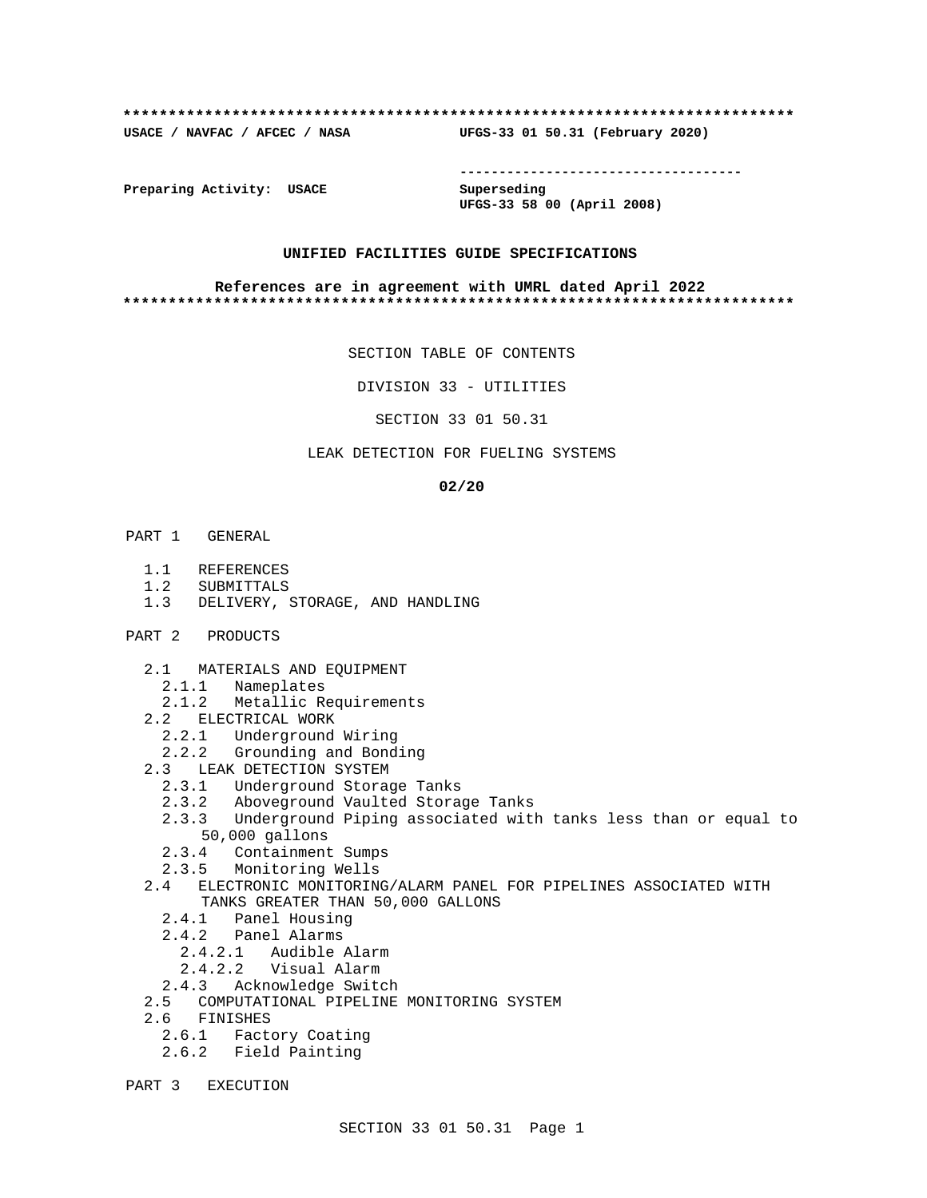**************************************************************************

**USACE / NAVFAC / AFCEC / NASA** **UFGS-33 01 50.31 (February 2020)**

-----------------------------------

**Preparing Activity: USACE** **Superseding**
**UFGS-33 58 00 (April 2008)**

**UNIFIED FACILITIES GUIDE SPECIFICATIONS**

**References are in agreement with UMRL dated April 2022**

**************************************************************************

SECTION TABLE OF CONTENTS

DIVISION 33 - UTILITIES

SECTION 33 01 50.31

LEAK DETECTION FOR FUELING SYSTEMS

**02/20**

PART 1 GENERAL

- 1.1 REFERENCES
- 1.2 SUBMITTALS
- 1.3 DELIVERY, STORAGE, AND HANDLING

PART 2 PRODUCTS

- 2.1 MATERIALS AND EQUIPMENT
  - 2.1.1 Nameplates
  - 2.1.2 Metallic Requirements
- 2.2 ELECTRICAL WORK
  - 2.2.1 Underground Wiring
  - 2.2.2 Grounding and Bonding
- 2.3 LEAK DETECTION SYSTEM
  - 2.3.1 Underground Storage Tanks
  - 2.3.2 Aboveground Vaulted Storage Tanks
  - 2.3.3 Underground Piping associated with tanks less than or equal to 50,000 gallons
  - 2.3.4 Containment Sumps
  - 2.3.5 Monitoring Wells
- 2.4 ELECTRONIC MONITORING/ALARM PANEL FOR PIPELINES ASSOCIATED WITH TANKS GREATER THAN 50,000 GALLONS
  - 2.4.1 Panel Housing
  - 2.4.2 Panel Alarms
    - 2.4.2.1 Audible Alarm
    - 2.4.2.2 Visual Alarm
  - 2.4.3 Acknowledge Switch
- 2.5 COMPUTATIONAL PIPELINE MONITORING SYSTEM
- 2.6 FINISHES
  - 2.6.1 Factory Coating
  - 2.6.2 Field Painting

PART 3 EXECUTION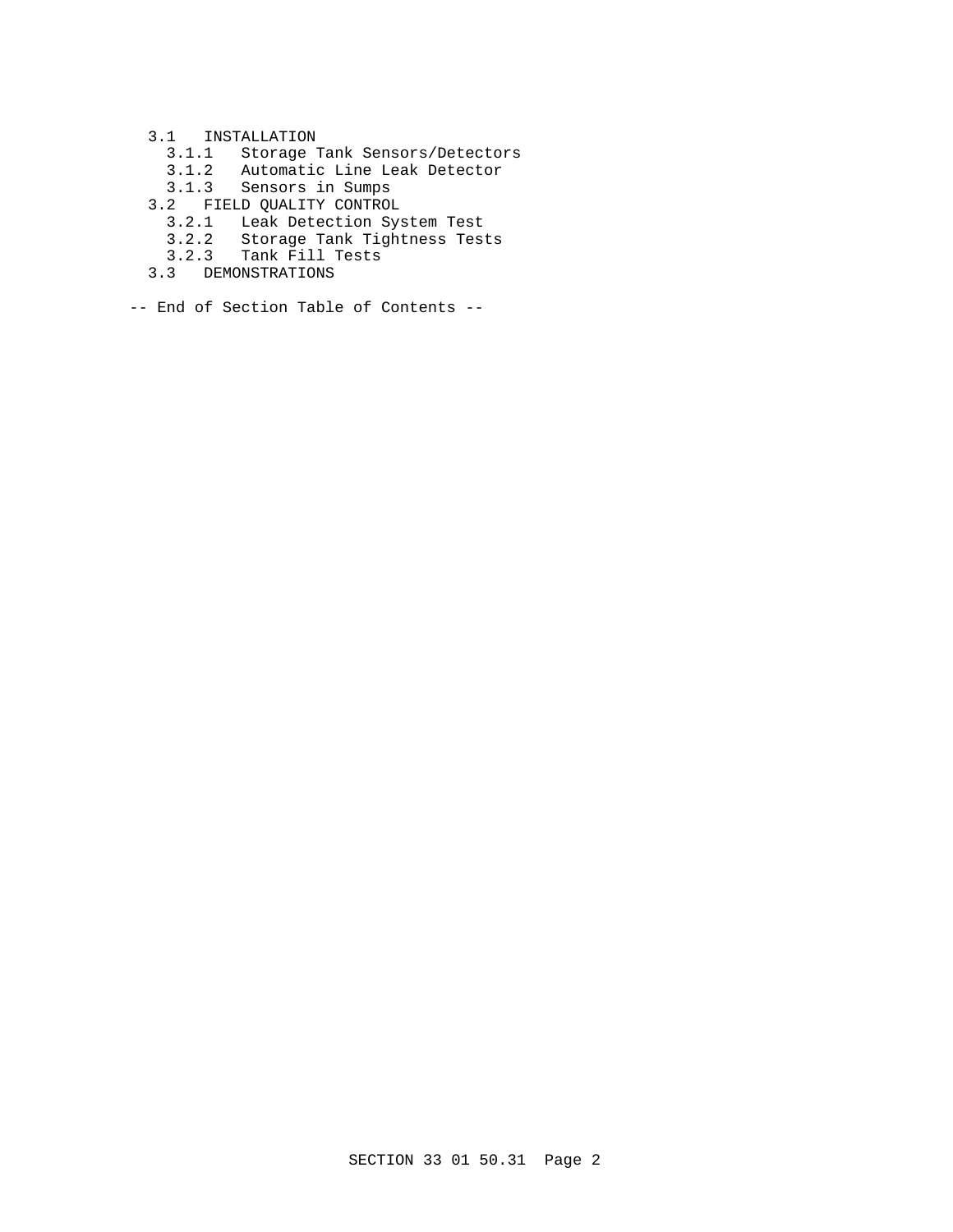- 3.1 INSTALLATION
  - 3.1.1 Storage Tank Sensors/Detectors
  - 3.1.2 Automatic Line Leak Detector
  - 3.1.3 Sensors in Sumps
- 3.2 FIELD QUALITY CONTROL
  - 3.2.1 Leak Detection System Test
  - 3.2.2 Storage Tank Tightness Tests
  - 3.2.3 Tank Fill Tests
- 3.3 DEMONSTRATIONS

-- End of Section Table of Contents --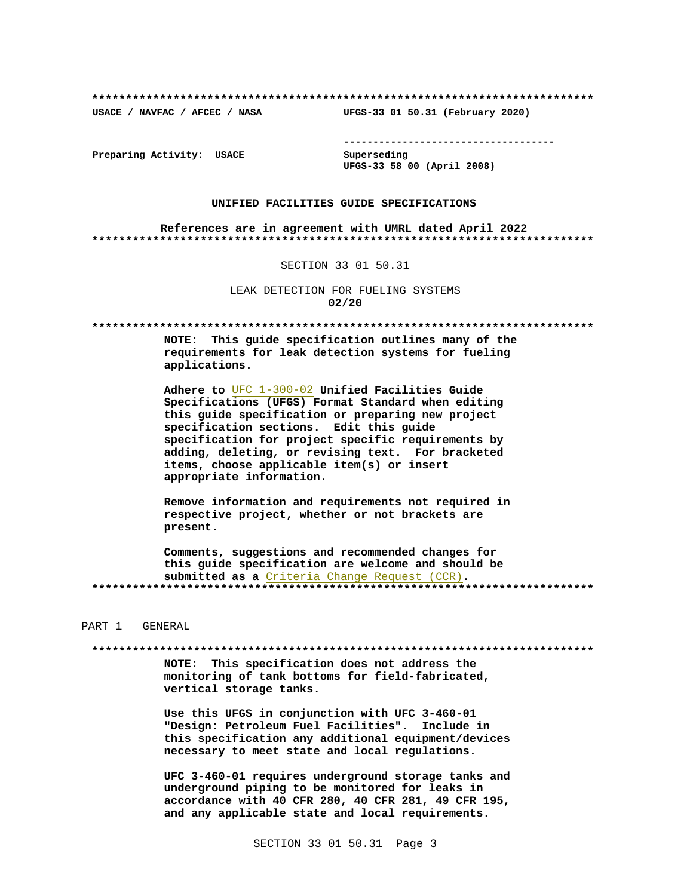**************************************************************************

**USACE / NAVFAC / AFCEC / NASA** **UFGS-33 01 50.31 (February 2020)**

-----------------------------------

**Preparing Activity: USACE** **Superseding**
**UFGS-33 58 00 (April 2008)**

**UNIFIED FACILITIES GUIDE SPECIFICATIONS**

**References are in agreement with UMRL dated April 2022**

**************************************************************************

SECTION 33 01 50.31

LEAK DETECTION FOR FUELING SYSTEMS
**02/20**

**************************************************************************

**NOTE: This guide specification outlines many of the requirements for leak detection systems for fueling applications.**

**Adhere to** UFC 1-300-02 **Unified Facilities Guide Specifications (UFGS) Format Standard when editing this guide specification or preparing new project specification sections. Edit this guide specification for project specific requirements by adding, deleting, or revising text. For bracketed items, choose applicable item(s) or insert appropriate information.**

**Remove information and requirements not required in respective project, whether or not brackets are present.**

**Comments, suggestions and recommended changes for this guide specification are welcome and should be submitted as a** Criteria Change Request (CCR)**.**

**************************************************************************

PART 1 GENERAL

**************************************************************************

**NOTE: This specification does not address the monitoring of tank bottoms for field-fabricated, vertical storage tanks.**

**Use this UFGS in conjunction with UFC 3-460-01 "Design: Petroleum Fuel Facilities". Include in this specification any additional equipment/devices necessary to meet state and local regulations.**

**UFC 3-460-01 requires underground storage tanks and underground piping to be monitored for leaks in accordance with 40 CFR 280, 40 CFR 281, 49 CFR 195, and any applicable state and local requirements.**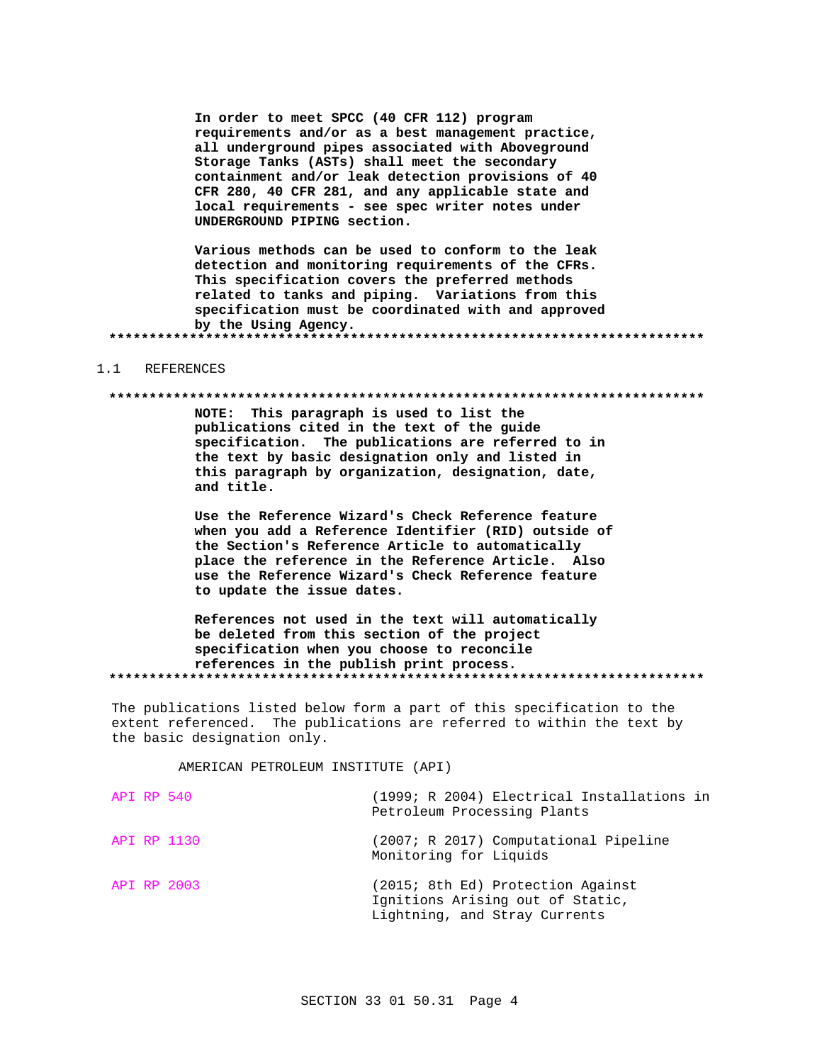**In order to meet SPCC (40 CFR 112) program requirements and/or as a best management practice, all underground pipes associated with Aboveground Storage Tanks (ASTs) shall meet the secondary containment and/or leak detection provisions of 40 CFR 280, 40 CFR 281, and any applicable state and local requirements - see spec writer notes under UNDERGROUND PIPING section.**

**Various methods can be used to conform to the leak detection and monitoring requirements of the CFRs. This specification covers the preferred methods related to tanks and piping. Variations from this specification must be coordinated with and approved by the Using Agency.**

**************************************************************************

## 1.1 REFERENCES

**************************************************************************

**NOTE: This paragraph is used to list the publications cited in the text of the guide specification. The publications are referred to in the text by basic designation only and listed in this paragraph by organization, designation, date, and title.**

**Use the Reference Wizard's Check Reference feature when you add a Reference Identifier (RID) outside of the Section's Reference Article to automatically place the reference in the Reference Article. Also use the Reference Wizard's Check Reference feature to update the issue dates.**

**References not used in the text will automatically be deleted from this section of the project specification when you choose to reconcile references in the publish print process.**

**************************************************************************

The publications listed below form a part of this specification to the extent referenced. The publications are referred to within the text by the basic designation only.

AMERICAN PETROLEUM INSTITUTE (API)

| | |
|---|---|
| API RP 540 | (1999; R 2004) Electrical Installations in Petroleum Processing Plants |
| API RP 1130 | (2007; R 2017) Computational Pipeline Monitoring for Liquids |
| API RP 2003 | (2015; 8th Ed) Protection Against Ignitions Arising out of Static, Lightning, and Stray Currents |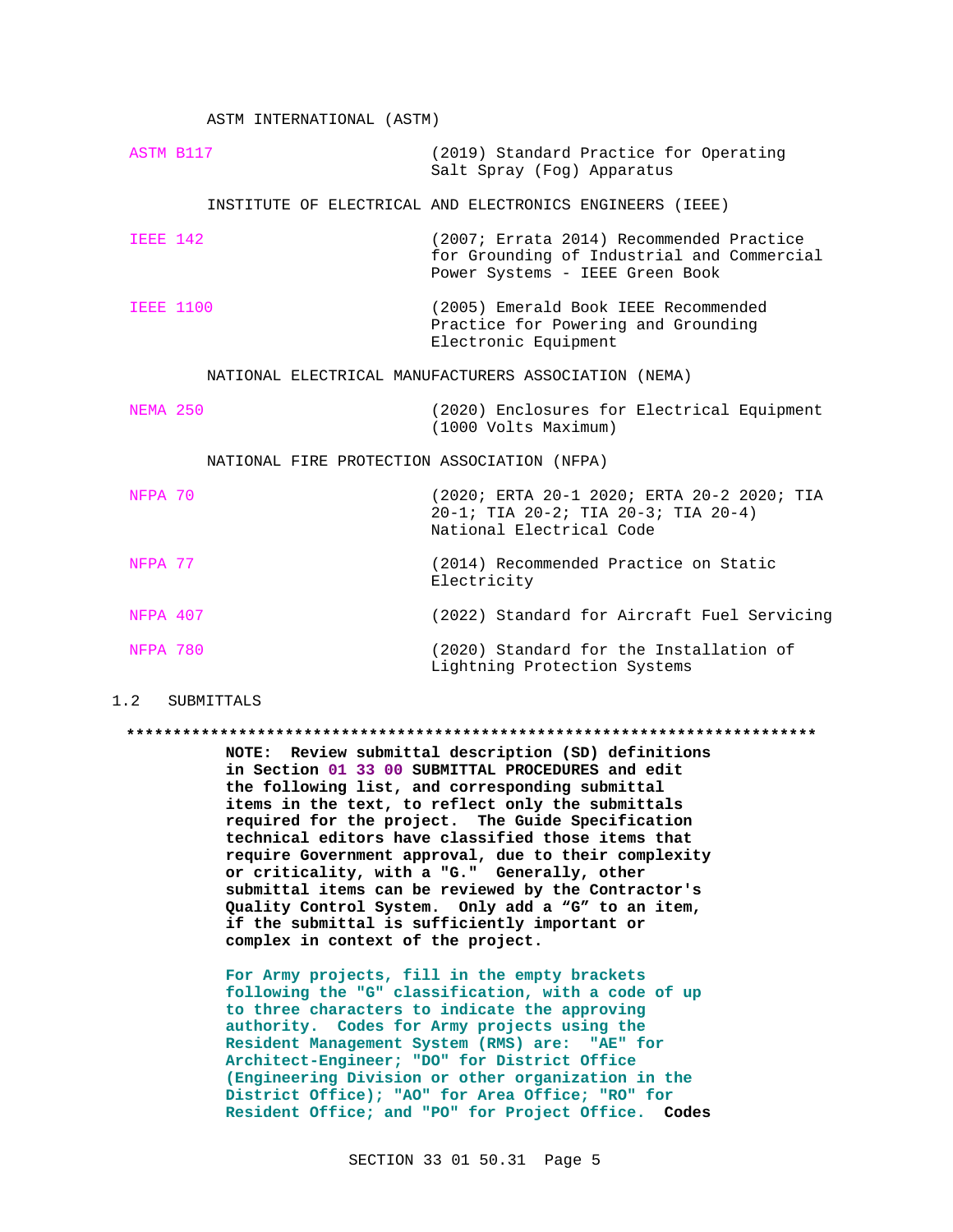ASTM INTERNATIONAL (ASTM)

| | |
|---|---|
| ASTM B117 | (2019) Standard Practice for Operating Salt Spray (Fog) Apparatus |

INSTITUTE OF ELECTRICAL AND ELECTRONICS ENGINEERS (IEEE)

| | |
|---|---|
| IEEE 142 | (2007; Errata 2014) Recommended Practice for Grounding of Industrial and Commercial Power Systems - IEEE Green Book |
| IEEE 1100 | (2005) Emerald Book IEEE Recommended Practice for Powering and Grounding Electronic Equipment |

NATIONAL ELECTRICAL MANUFACTURERS ASSOCIATION (NEMA)

| | |
|---|---|
| NEMA 250 | (2020) Enclosures for Electrical Equipment (1000 Volts Maximum) |

NATIONAL FIRE PROTECTION ASSOCIATION (NFPA)

| | |
|---|---|
| NFPA 70 | (2020; ERTA 20-1 2020; ERTA 20-2 2020; TIA 20-1; TIA 20-2; TIA 20-3; TIA 20-4) National Electrical Code |
| NFPA 77 | (2014) Recommended Practice on Static Electricity |
| NFPA 407 | (2022) Standard for Aircraft Fuel Servicing |
| NFPA 780 | (2020) Standard for the Installation of Lightning Protection Systems |

## 1.2 SUBMITTALS

**************************************************************************

**NOTE: Review submittal description (SD) definitions in Section 01 33 00 SUBMITTAL PROCEDURES and edit the following list, and corresponding submittal items in the text, to reflect only the submittals required for the project. The Guide Specification technical editors have classified those items that require Government approval, due to their complexity or criticality, with a "G." Generally, other submittal items can be reviewed by the Contractor's Quality Control System. Only add a "G" to an item, if the submittal is sufficiently important or complex in context of the project.**

**For Army projects, fill in the empty brackets following the "G" classification, with a code of up to three characters to indicate the approving authority. Codes for Army projects using the Resident Management System (RMS) are: "AE" for Architect-Engineer; "DO" for District Office (Engineering Division or other organization in the District Office); "AO" for Area Office; "RO" for Resident Office; and "PO" for Project Office. Codes**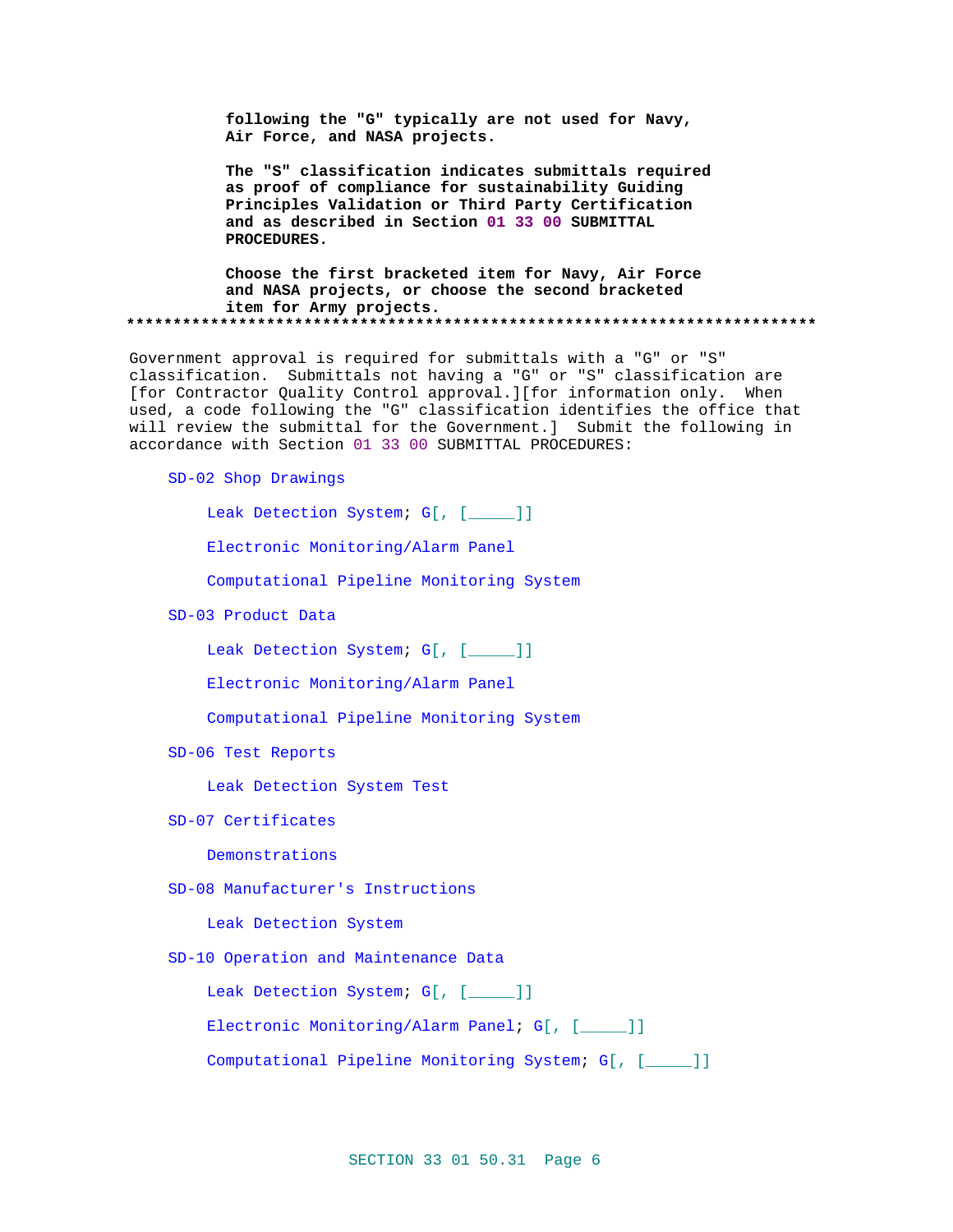**following the "G" typically are not used for Navy, Air Force, and NASA projects.**

**The "S" classification indicates submittals required as proof of compliance for sustainability Guiding Principles Validation or Third Party Certification and as described in Section 01 33 00 SUBMITTAL PROCEDURES.**

**Choose the first bracketed item for Navy, Air Force and NASA projects, or choose the second bracketed item for Army projects.**

**************************************************************************

Government approval is required for submittals with a "G" or "S" classification. Submittals not having a "G" or "S" classification are [for Contractor Quality Control approval.][for information only. When used, a code following the "G" classification identifies the office that will review the submittal for the Government.] Submit the following in accordance with Section 01 33 00 SUBMITTAL PROCEDURES:

SD-02 Shop Drawings

Leak Detection System; G[, [_____]]

Electronic Monitoring/Alarm Panel

Computational Pipeline Monitoring System

SD-03 Product Data

Leak Detection System; G[, [_____]]

Electronic Monitoring/Alarm Panel

Computational Pipeline Monitoring System

SD-06 Test Reports

Leak Detection System Test

SD-07 Certificates

Demonstrations

SD-08 Manufacturer's Instructions

Leak Detection System

SD-10 Operation and Maintenance Data

Leak Detection System; G[, [_____]]

Electronic Monitoring/Alarm Panel; G[, [_____]]

Computational Pipeline Monitoring System; G[, [_____]]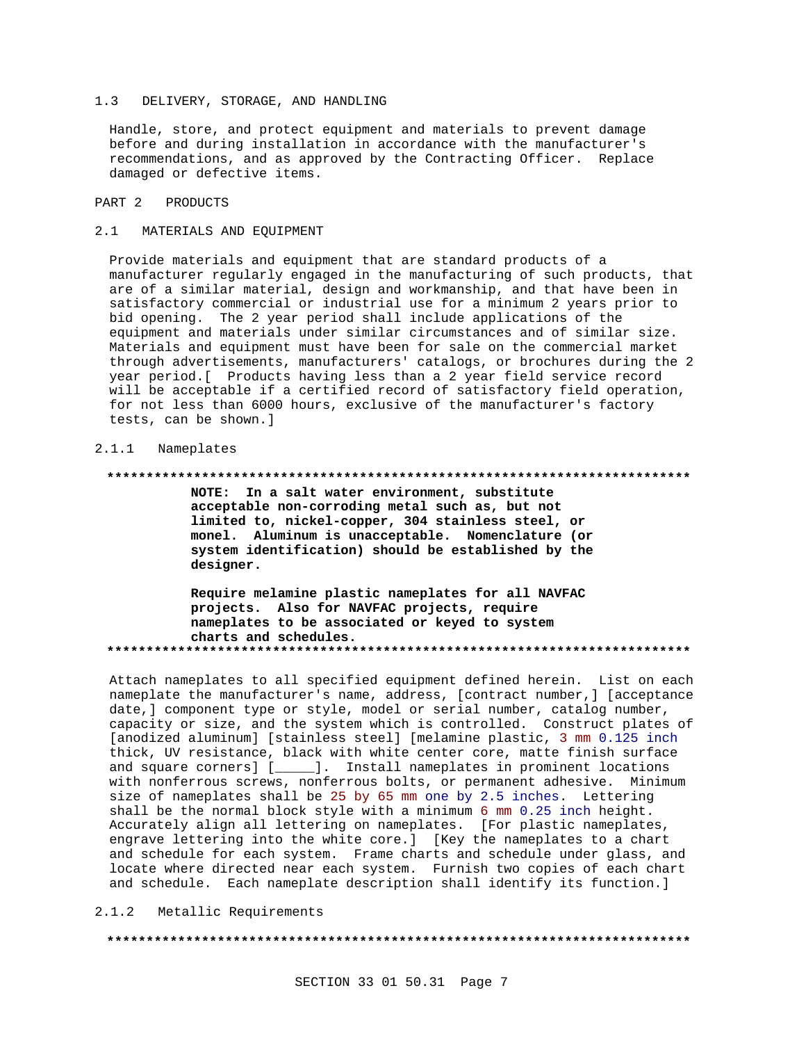## 1.3 DELIVERY, STORAGE, AND HANDLING

Handle, store, and protect equipment and materials to prevent damage before and during installation in accordance with the manufacturer's recommendations, and as approved by the Contracting Officer. Replace damaged or defective items.

# PART 2 PRODUCTS

## 2.1 MATERIALS AND EQUIPMENT

Provide materials and equipment that are standard products of a manufacturer regularly engaged in the manufacturing of such products, that are of a similar material, design and workmanship, and that have been in satisfactory commercial or industrial use for a minimum 2 years prior to bid opening. The 2 year period shall include applications of the equipment and materials under similar circumstances and of similar size. Materials and equipment must have been for sale on the commercial market through advertisements, manufacturers' catalogs, or brochures during the 2 year period.[ Products having less than a 2 year field service record will be acceptable if a certified record of satisfactory field operation, for not less than 6000 hours, exclusive of the manufacturer's factory tests, can be shown.]

### 2.1.1 Nameplates

**************************************************************************

**NOTE: In a salt water environment, substitute acceptable non-corroding metal such as, but not limited to, nickel-copper, 304 stainless steel, or monel. Aluminum is unacceptable. Nomenclature (or system identification) should be established by the designer.**

**Require melamine plastic nameplates for all NAVFAC projects. Also for NAVFAC projects, require nameplates to be associated or keyed to system charts and schedules.**

**************************************************************************

Attach nameplates to all specified equipment defined herein. List on each nameplate the manufacturer's name, address, [contract number,] [acceptance date,] component type or style, model or serial number, catalog number, capacity or size, and the system which is controlled. Construct plates of [anodized aluminum] [stainless steel] [melamine plastic, 3 mm 0.125 inch thick, UV resistance, black with white center core, matte finish surface and square corners] [_____]. Install nameplates in prominent locations with nonferrous screws, nonferrous bolts, or permanent adhesive. Minimum size of nameplates shall be 25 by 65 mm one by 2.5 inches. Lettering shall be the normal block style with a minimum 6 mm 0.25 inch height. Accurately align all lettering on nameplates. [For plastic nameplates, engrave lettering into the white core.] [Key the nameplates to a chart and schedule for each system. Frame charts and schedule under glass, and locate where directed near each system. Furnish two copies of each chart and schedule. Each nameplate description shall identify its function.]

### 2.1.2 Metallic Requirements

**************************************************************************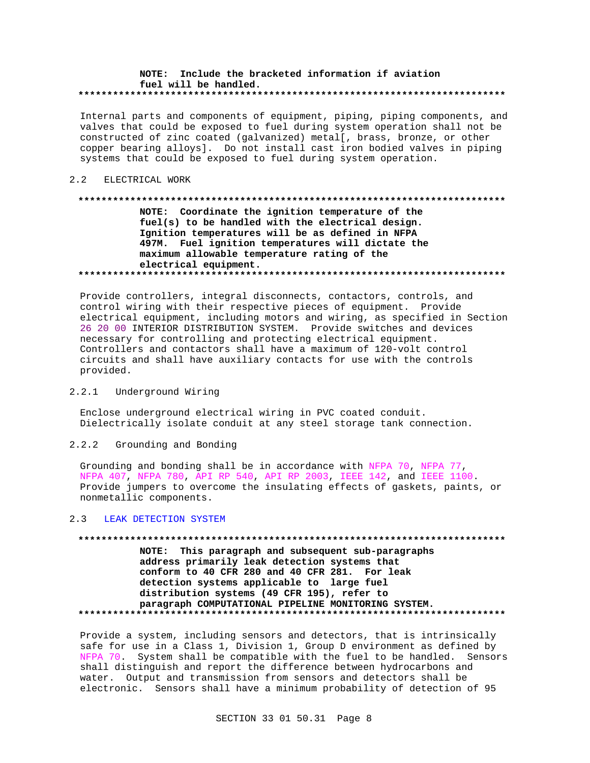**NOTE: Include the bracketed information if aviation fuel will be handled.**

**************************************************************************

Internal parts and components of equipment, piping, piping components, and valves that could be exposed to fuel during system operation shall not be constructed of zinc coated (galvanized) metal[, brass, bronze, or other copper bearing alloys]. Do not install cast iron bodied valves in piping systems that could be exposed to fuel during system operation.

## 2.2 ELECTRICAL WORK

**************************************************************************

**NOTE: Coordinate the ignition temperature of the fuel(s) to be handled with the electrical design. Ignition temperatures will be as defined in NFPA 497M. Fuel ignition temperatures will dictate the maximum allowable temperature rating of the electrical equipment.**

**************************************************************************

Provide controllers, integral disconnects, contactors, controls, and control wiring with their respective pieces of equipment. Provide electrical equipment, including motors and wiring, as specified in Section 26 20 00 INTERIOR DISTRIBUTION SYSTEM. Provide switches and devices necessary for controlling and protecting electrical equipment. Controllers and contactors shall have a maximum of 120-volt control circuits and shall have auxiliary contacts for use with the controls provided.

### 2.2.1 Underground Wiring

Enclose underground electrical wiring in PVC coated conduit. Dielectrically isolate conduit at any steel storage tank connection.

### 2.2.2 Grounding and Bonding

Grounding and bonding shall be in accordance with NFPA 70, NFPA 77, NFPA 407, NFPA 780, API RP 540, API RP 2003, IEEE 142, and IEEE 1100. Provide jumpers to overcome the insulating effects of gaskets, paints, or nonmetallic components.

## 2.3 LEAK DETECTION SYSTEM

**************************************************************************

**NOTE: This paragraph and subsequent sub-paragraphs address primarily leak detection systems that conform to 40 CFR 280 and 40 CFR 281. For leak detection systems applicable to large fuel distribution systems (49 CFR 195), refer to paragraph COMPUTATIONAL PIPELINE MONITORING SYSTEM.**

**************************************************************************

Provide a system, including sensors and detectors, that is intrinsically safe for use in a Class 1, Division 1, Group D environment as defined by NFPA 70. System shall be compatible with the fuel to be handled. Sensors shall distinguish and report the difference between hydrocarbons and water. Output and transmission from sensors and detectors shall be electronic. Sensors shall have a minimum probability of detection of 95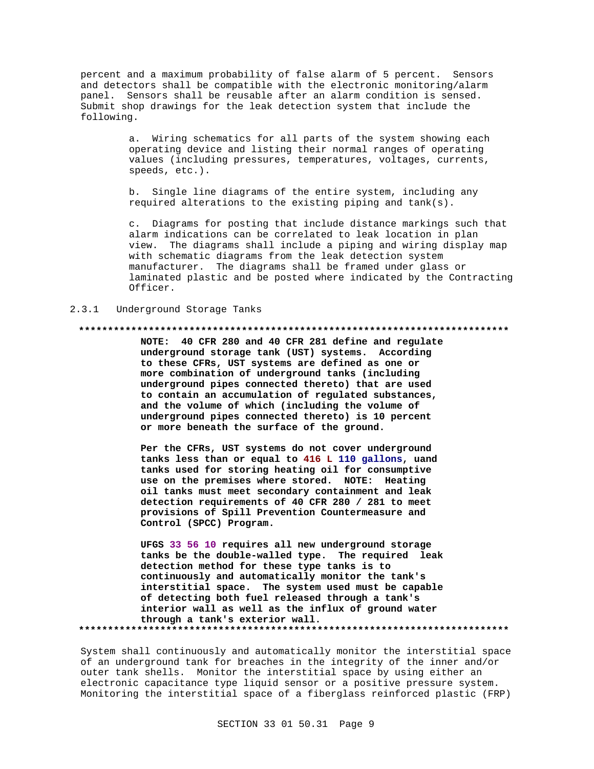percent and a maximum probability of false alarm of 5 percent. Sensors and detectors shall be compatible with the electronic monitoring/alarm panel. Sensors shall be reusable after an alarm condition is sensed. Submit shop drawings for the leak detection system that include the following.

a. Wiring schematics for all parts of the system showing each operating device and listing their normal ranges of operating values (including pressures, temperatures, voltages, currents, speeds, etc.).

b. Single line diagrams of the entire system, including any required alterations to the existing piping and tank(s).

c. Diagrams for posting that include distance markings such that alarm indications can be correlated to leak location in plan view. The diagrams shall include a piping and wiring display map with schematic diagrams from the leak detection system manufacturer. The diagrams shall be framed under glass or laminated plastic and be posted where indicated by the Contracting Officer.

### 2.3.1 Underground Storage Tanks

**************************************************************************

**NOTE: 40 CFR 280 and 40 CFR 281 define and regulate underground storage tank (UST) systems. According to these CFRs, UST systems are defined as one or more combination of underground tanks (including underground pipes connected thereto) that are used to contain an accumulation of regulated substances, and the volume of which (including the volume of underground pipes connected thereto) is 10 percent or more beneath the surface of the ground.**

**Per the CFRs, UST systems do not cover underground tanks less than or equal to 416 L 110 gallons, uand tanks used for storing heating oil for consumptive use on the premises where stored. NOTE: Heating oil tanks must meet secondary containment and leak detection requirements of 40 CFR 280 / 281 to meet provisions of Spill Prevention Countermeasure and Control (SPCC) Program.**

**UFGS 33 56 10 requires all new underground storage tanks be the double-walled type. The required leak detection method for these type tanks is to continuously and automatically monitor the tank's interstitial space. The system used must be capable of detecting both fuel released through a tank's interior wall as well as the influx of ground water through a tank's exterior wall.**

**************************************************************************

System shall continuously and automatically monitor the interstitial space of an underground tank for breaches in the integrity of the inner and/or outer tank shells. Monitor the interstitial space by using either an electronic capacitance type liquid sensor or a positive pressure system. Monitoring the interstitial space of a fiberglass reinforced plastic (FRP)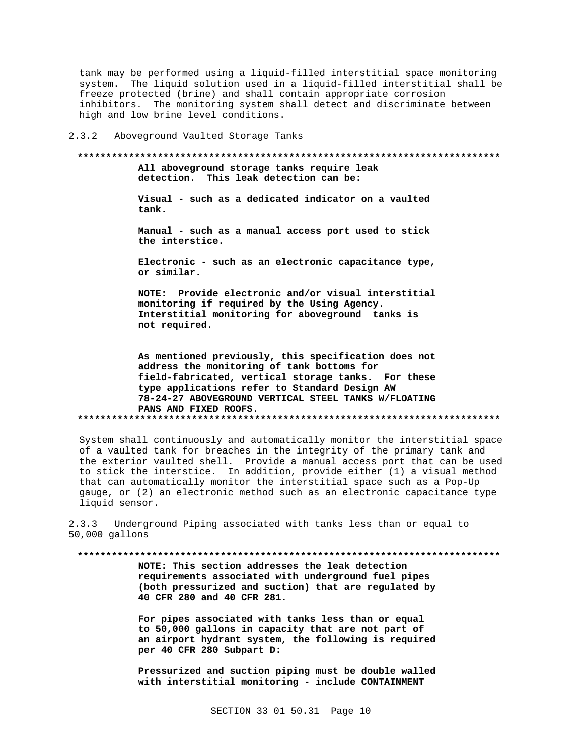tank may be performed using a liquid-filled interstitial space monitoring system. The liquid solution used in a liquid-filled interstitial shall be freeze protected (brine) and shall contain appropriate corrosion inhibitors. The monitoring system shall detect and discriminate between high and low brine level conditions.

### 2.3.2 Aboveground Vaulted Storage Tanks

**************************************************************************

**All aboveground storage tanks require leak detection. This leak detection can be:**

**Visual - such as a dedicated indicator on a vaulted tank.**

**Manual - such as a manual access port used to stick the interstice.**

**Electronic - such as an electronic capacitance type, or similar.**

**NOTE: Provide electronic and/or visual interstitial monitoring if required by the Using Agency. Interstitial monitoring for aboveground tanks is not required.**

**As mentioned previously, this specification does not address the monitoring of tank bottoms for field-fabricated, vertical storage tanks. For these type applications refer to Standard Design AW 78-24-27 ABOVEGROUND VERTICAL STEEL TANKS W/FLOATING PANS AND FIXED ROOFS.**

**************************************************************************

System shall continuously and automatically monitor the interstitial space of a vaulted tank for breaches in the integrity of the primary tank and the exterior vaulted shell. Provide a manual access port that can be used to stick the interstice. In addition, provide either (1) a visual method that can automatically monitor the interstitial space such as a Pop-Up gauge, or (2) an electronic method such as an electronic capacitance type liquid sensor.

### 2.3.3 Underground Piping associated with tanks less than or equal to 50,000 gallons

**************************************************************************

**NOTE: This section addresses the leak detection requirements associated with underground fuel pipes (both pressurized and suction) that are regulated by 40 CFR 280 and 40 CFR 281.**

**For pipes associated with tanks less than or equal to 50,000 gallons in capacity that are not part of an airport hydrant system, the following is required per 40 CFR 280 Subpart D:**

**Pressurized and suction piping must be double walled with interstitial monitoring - include CONTAINMENT**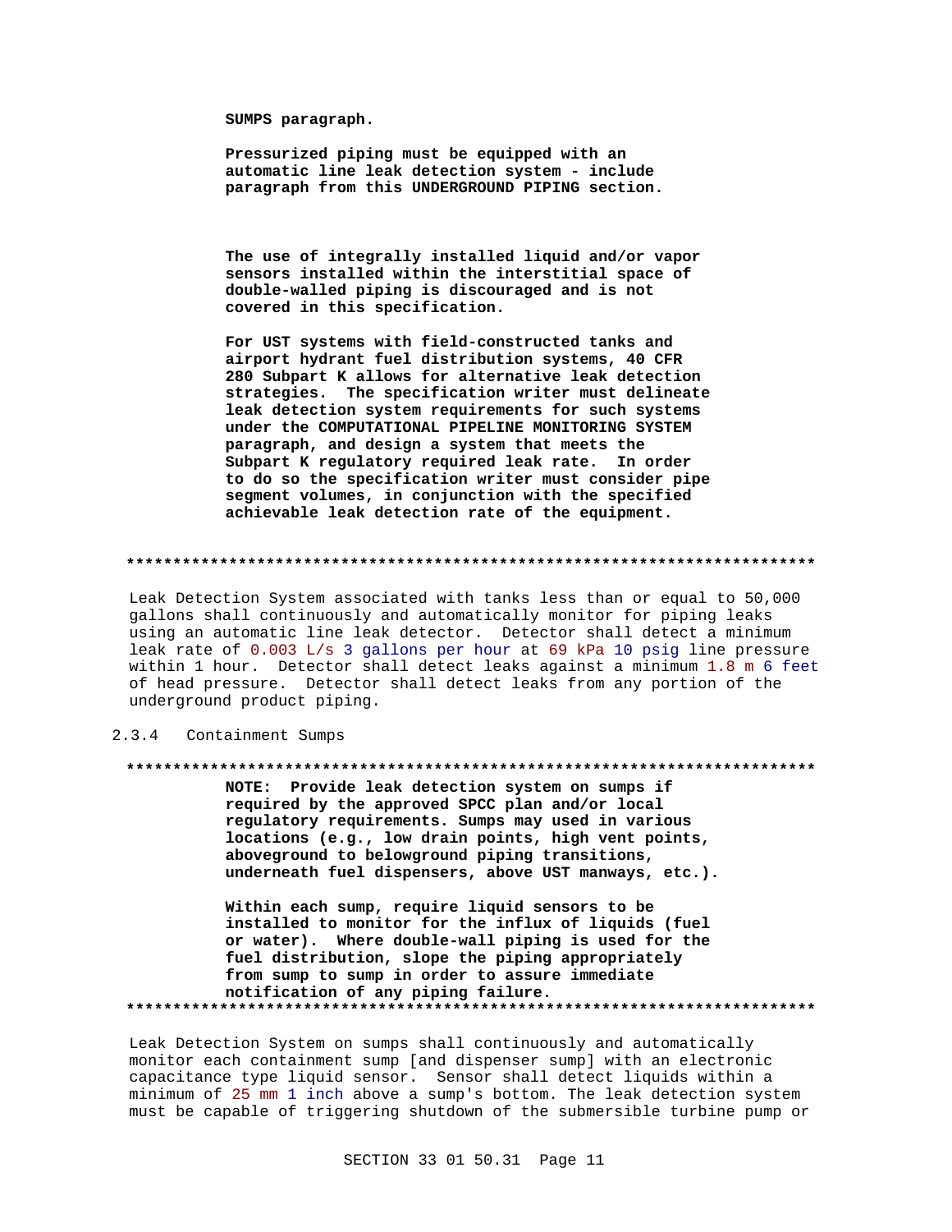**SUMPS paragraph.**

**Pressurized piping must be equipped with an automatic line leak detection system - include paragraph from this UNDERGROUND PIPING section.**

**The use of integrally installed liquid and/or vapor sensors installed within the interstitial space of double-walled piping is discouraged and is not covered in this specification.**

**For UST systems with field-constructed tanks and airport hydrant fuel distribution systems, 40 CFR 280 Subpart K allows for alternative leak detection strategies. The specification writer must delineate leak detection system requirements for such systems under the COMPUTATIONAL PIPELINE MONITORING SYSTEM paragraph, and design a system that meets the Subpart K regulatory required leak rate. In order to do so the specification writer must consider pipe segment volumes, in conjunction with the specified achievable leak detection rate of the equipment.**

**************************************************************************

Leak Detection System associated with tanks less than or equal to 50,000 gallons shall continuously and automatically monitor for piping leaks using an automatic line leak detector. Detector shall detect a minimum leak rate of 0.003 L/s 3 gallons per hour at 69 kPa 10 psig line pressure within 1 hour. Detector shall detect leaks against a minimum 1.8 m 6 feet of head pressure. Detector shall detect leaks from any portion of the underground product piping.

### 2.3.4 Containment Sumps

**************************************************************************

**NOTE: Provide leak detection system on sumps if required by the approved SPCC plan and/or local regulatory requirements. Sumps may used in various locations (e.g., low drain points, high vent points, aboveground to belowground piping transitions, underneath fuel dispensers, above UST manways, etc.).**

**Within each sump, require liquid sensors to be installed to monitor for the influx of liquids (fuel or water). Where double-wall piping is used for the fuel distribution, slope the piping appropriately from sump to sump in order to assure immediate notification of any piping failure.**

**************************************************************************

Leak Detection System on sumps shall continuously and automatically monitor each containment sump [and dispenser sump] with an electronic capacitance type liquid sensor. Sensor shall detect liquids within a minimum of 25 mm 1 inch above a sump's bottom. The leak detection system must be capable of triggering shutdown of the submersible turbine pump or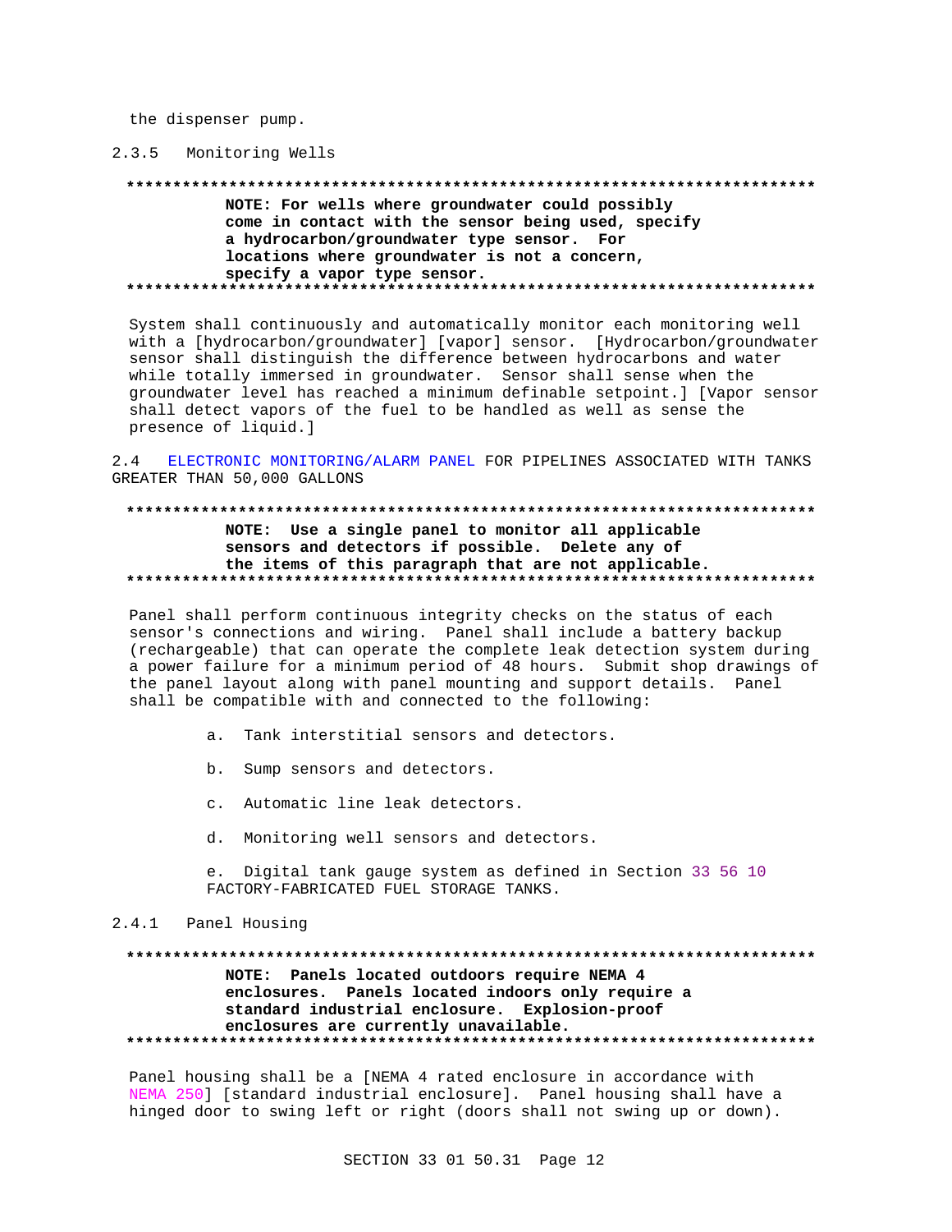the dispenser pump.

### 2.3.5 Monitoring Wells

**************************************************************************

**NOTE: For wells where groundwater could possibly come in contact with the sensor being used, specify a hydrocarbon/groundwater type sensor. For locations where groundwater is not a concern, specify a vapor type sensor.**

**************************************************************************

System shall continuously and automatically monitor each monitoring well with a [hydrocarbon/groundwater] [vapor] sensor. [Hydrocarbon/groundwater sensor shall distinguish the difference between hydrocarbons and water while totally immersed in groundwater. Sensor shall sense when the groundwater level has reached a minimum definable setpoint.] [Vapor sensor shall detect vapors of the fuel to be handled as well as sense the presence of liquid.]

## 2.4 ELECTRONIC MONITORING/ALARM PANEL FOR PIPELINES ASSOCIATED WITH TANKS GREATER THAN 50,000 GALLONS

**************************************************************************

**NOTE: Use a single panel to monitor all applicable sensors and detectors if possible. Delete any of the items of this paragraph that are not applicable.**

**************************************************************************

Panel shall perform continuous integrity checks on the status of each sensor's connections and wiring. Panel shall include a battery backup (rechargeable) that can operate the complete leak detection system during a power failure for a minimum period of 48 hours. Submit shop drawings of the panel layout along with panel mounting and support details. Panel shall be compatible with and connected to the following:

a. Tank interstitial sensors and detectors.

b. Sump sensors and detectors.

c. Automatic line leak detectors.

d. Monitoring well sensors and detectors.

e. Digital tank gauge system as defined in Section 33 56 10 FACTORY-FABRICATED FUEL STORAGE TANKS.

### 2.4.1 Panel Housing

**************************************************************************

**NOTE: Panels located outdoors require NEMA 4 enclosures. Panels located indoors only require a standard industrial enclosure. Explosion-proof enclosures are currently unavailable.**

**************************************************************************

Panel housing shall be a [NEMA 4 rated enclosure in accordance with NEMA 250] [standard industrial enclosure]. Panel housing shall have a hinged door to swing left or right (doors shall not swing up or down).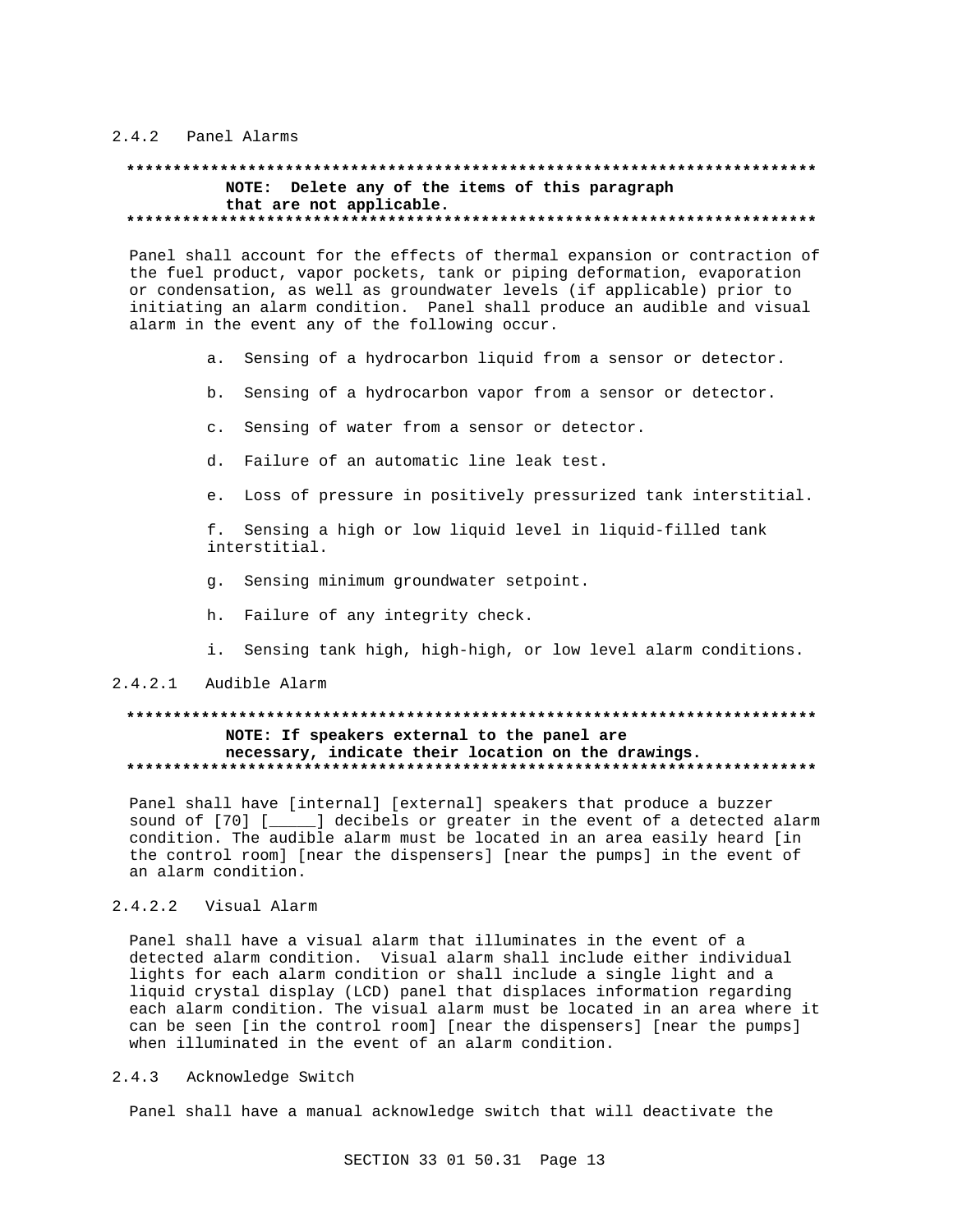### 2.4.2 Panel Alarms

**************************************************************************

**NOTE: Delete any of the items of this paragraph that are not applicable.**

**************************************************************************

Panel shall account for the effects of thermal expansion or contraction of the fuel product, vapor pockets, tank or piping deformation, evaporation or condensation, as well as groundwater levels (if applicable) prior to initiating an alarm condition. Panel shall produce an audible and visual alarm in the event any of the following occur.

a. Sensing of a hydrocarbon liquid from a sensor or detector.

b. Sensing of a hydrocarbon vapor from a sensor or detector.

c. Sensing of water from a sensor or detector.

d. Failure of an automatic line leak test.

e. Loss of pressure in positively pressurized tank interstitial.

f. Sensing a high or low liquid level in liquid-filled tank interstitial.

g. Sensing minimum groundwater setpoint.

h. Failure of any integrity check.

i. Sensing tank high, high-high, or low level alarm conditions.

#### 2.4.2.1 Audible Alarm

**************************************************************************

**NOTE: If speakers external to the panel are necessary, indicate their location on the drawings.**

**************************************************************************

Panel shall have [internal] [external] speakers that produce a buzzer sound of [70] [_____] decibels or greater in the event of a detected alarm condition. The audible alarm must be located in an area easily heard [in the control room] [near the dispensers] [near the pumps] in the event of an alarm condition.

#### 2.4.2.2 Visual Alarm

Panel shall have a visual alarm that illuminates in the event of a detected alarm condition. Visual alarm shall include either individual lights for each alarm condition or shall include a single light and a liquid crystal display (LCD) panel that displaces information regarding each alarm condition. The visual alarm must be located in an area where it can be seen [in the control room] [near the dispensers] [near the pumps] when illuminated in the event of an alarm condition.

### 2.4.3 Acknowledge Switch

Panel shall have a manual acknowledge switch that will deactivate the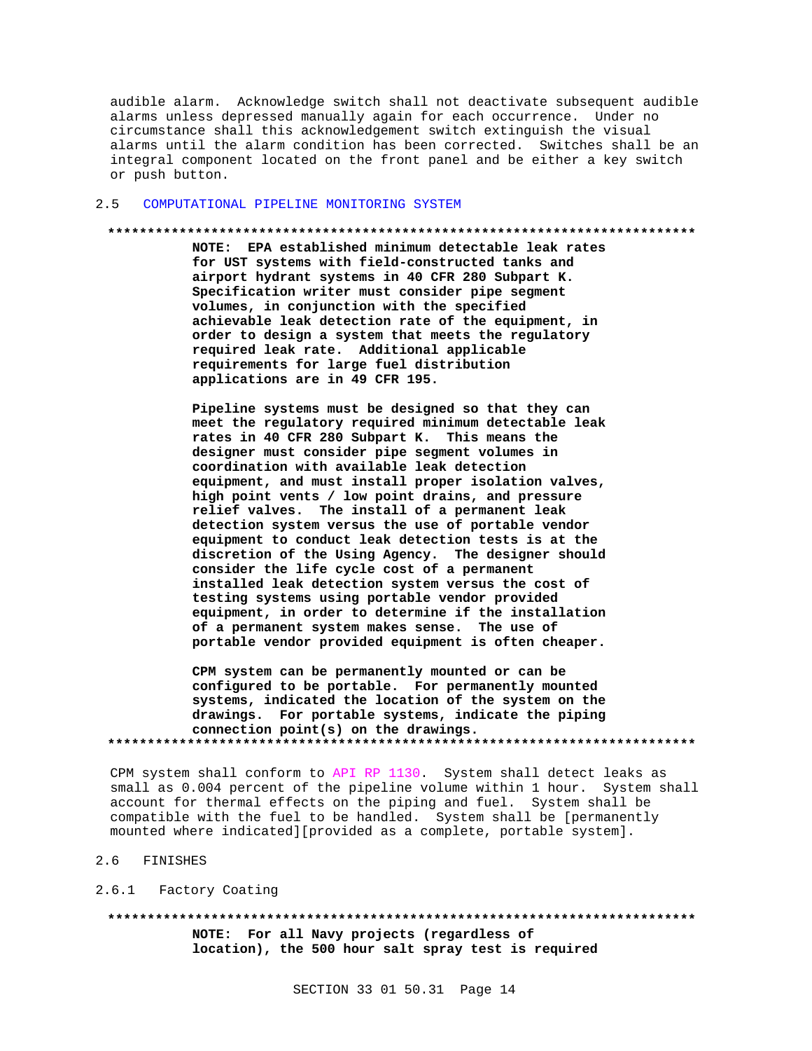audible alarm. Acknowledge switch shall not deactivate subsequent audible alarms unless depressed manually again for each occurrence. Under no circumstance shall this acknowledgement switch extinguish the visual alarms until the alarm condition has been corrected. Switches shall be an integral component located on the front panel and be either a key switch or push button.

## 2.5 COMPUTATIONAL PIPELINE MONITORING SYSTEM

**************************************************************************

**NOTE: EPA established minimum detectable leak rates for UST systems with field-constructed tanks and airport hydrant systems in 40 CFR 280 Subpart K. Specification writer must consider pipe segment volumes, in conjunction with the specified achievable leak detection rate of the equipment, in order to design a system that meets the regulatory required leak rate. Additional applicable requirements for large fuel distribution applications are in 49 CFR 195.**

**Pipeline systems must be designed so that they can meet the regulatory required minimum detectable leak rates in 40 CFR 280 Subpart K. This means the designer must consider pipe segment volumes in coordination with available leak detection equipment, and must install proper isolation valves, high point vents / low point drains, and pressure relief valves. The install of a permanent leak detection system versus the use of portable vendor equipment to conduct leak detection tests is at the discretion of the Using Agency. The designer should consider the life cycle cost of a permanent installed leak detection system versus the cost of testing systems using portable vendor provided equipment, in order to determine if the installation of a permanent system makes sense. The use of portable vendor provided equipment is often cheaper.**

**CPM system can be permanently mounted or can be configured to be portable. For permanently mounted systems, indicated the location of the system on the drawings. For portable systems, indicate the piping connection point(s) on the drawings.**

**************************************************************************

CPM system shall conform to API RP 1130. System shall detect leaks as small as 0.004 percent of the pipeline volume within 1 hour. System shall account for thermal effects on the piping and fuel. System shall be compatible with the fuel to be handled. System shall be [permanently mounted where indicated][provided as a complete, portable system].

## 2.6 FINISHES

### 2.6.1 Factory Coating

**************************************************************************

**NOTE: For all Navy projects (regardless of location), the 500 hour salt spray test is required**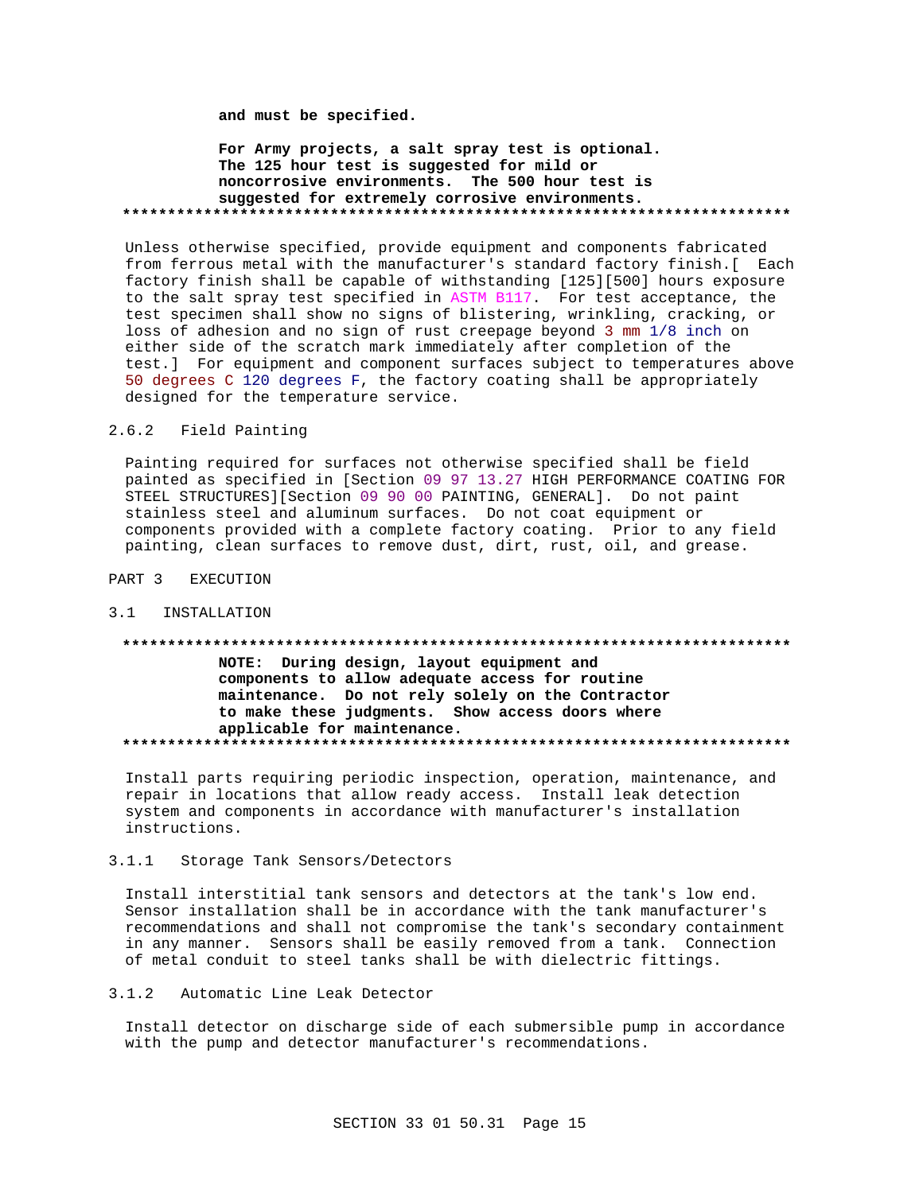**and must be specified.**

**For Army projects, a salt spray test is optional. The 125 hour test is suggested for mild or noncorrosive environments. The 500 hour test is suggested for extremely corrosive environments.**

**************************************************************************

Unless otherwise specified, provide equipment and components fabricated from ferrous metal with the manufacturer's standard factory finish.[ Each factory finish shall be capable of withstanding [125][500] hours exposure to the salt spray test specified in ASTM B117. For test acceptance, the test specimen shall show no signs of blistering, wrinkling, cracking, or loss of adhesion and no sign of rust creepage beyond 3 mm 1/8 inch on either side of the scratch mark immediately after completion of the test.] For equipment and component surfaces subject to temperatures above 50 degrees C 120 degrees F, the factory coating shall be appropriately designed for the temperature service.

### 2.6.2 Field Painting

Painting required for surfaces not otherwise specified shall be field painted as specified in [Section 09 97 13.27 HIGH PERFORMANCE COATING FOR STEEL STRUCTURES][Section 09 90 00 PAINTING, GENERAL]. Do not paint stainless steel and aluminum surfaces. Do not coat equipment or components provided with a complete factory coating. Prior to any field painting, clean surfaces to remove dust, dirt, rust, oil, and grease.

# PART 3 EXECUTION

## 3.1 INSTALLATION

**************************************************************************

**NOTE: During design, layout equipment and components to allow adequate access for routine maintenance. Do not rely solely on the Contractor to make these judgments. Show access doors where applicable for maintenance.**

**************************************************************************

Install parts requiring periodic inspection, operation, maintenance, and repair in locations that allow ready access. Install leak detection system and components in accordance with manufacturer's installation instructions.

### 3.1.1 Storage Tank Sensors/Detectors

Install interstitial tank sensors and detectors at the tank's low end. Sensor installation shall be in accordance with the tank manufacturer's recommendations and shall not compromise the tank's secondary containment in any manner. Sensors shall be easily removed from a tank. Connection of metal conduit to steel tanks shall be with dielectric fittings.

### 3.1.2 Automatic Line Leak Detector

Install detector on discharge side of each submersible pump in accordance with the pump and detector manufacturer's recommendations.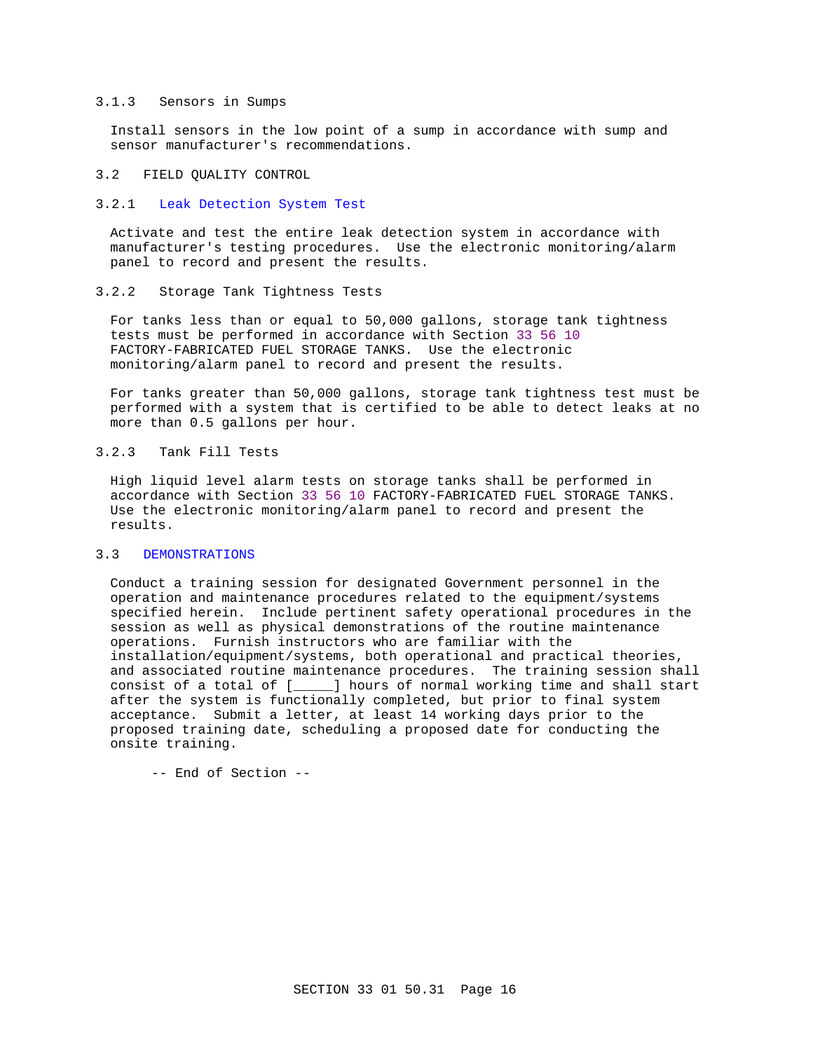### 3.1.3 Sensors in Sumps

Install sensors in the low point of a sump in accordance with sump and sensor manufacturer's recommendations.

## 3.2 FIELD QUALITY CONTROL

### 3.2.1 Leak Detection System Test

Activate and test the entire leak detection system in accordance with manufacturer's testing procedures. Use the electronic monitoring/alarm panel to record and present the results.

### 3.2.2 Storage Tank Tightness Tests

For tanks less than or equal to 50,000 gallons, storage tank tightness tests must be performed in accordance with Section 33 56 10 FACTORY-FABRICATED FUEL STORAGE TANKS. Use the electronic monitoring/alarm panel to record and present the results.

For tanks greater than 50,000 gallons, storage tank tightness test must be performed with a system that is certified to be able to detect leaks at no more than 0.5 gallons per hour.

### 3.2.3 Tank Fill Tests

High liquid level alarm tests on storage tanks shall be performed in accordance with Section 33 56 10 FACTORY-FABRICATED FUEL STORAGE TANKS. Use the electronic monitoring/alarm panel to record and present the results.

## 3.3 DEMONSTRATIONS

Conduct a training session for designated Government personnel in the operation and maintenance procedures related to the equipment/systems specified herein. Include pertinent safety operational procedures in the session as well as physical demonstrations of the routine maintenance operations. Furnish instructors who are familiar with the installation/equipment/systems, both operational and practical theories, and associated routine maintenance procedures. The training session shall consist of a total of [_____] hours of normal working time and shall start after the system is functionally completed, but prior to final system acceptance. Submit a letter, at least 14 working days prior to the proposed training date, scheduling a proposed date for conducting the onsite training.

-- End of Section --